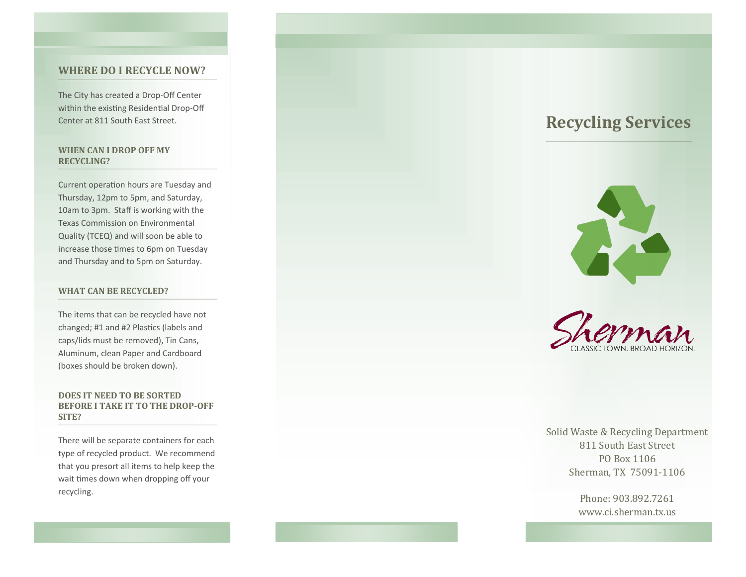## WHERE DO I RECYCLE NOW?

The City has created a Drop-Off Center within the existing Residential Drop-Off Center at 811 South East Street.

### WHEN CAN I DROP OFF MY RECYCLING?

Current operation hours are Tuesday and Thursday, 12pm to 5pm, and Saturday, 10am to 3pm. Staff is working with the Texas Commission on Environmental Quality (TCEQ) and will soon be able to increase those times to 6pm on Tuesday and Thursday and to 5pm on Saturday.

### WHAT CAN BE RECYCLED?

The items that can be recycled have not changed; #1 and #2 Plastics (labels and caps/lids must be removed), Tin Cans, Aluminum, clean Paper and Cardboard (boxes should be broken down).

### DOES IT NEED TO BE SORTED BEFORE I TAKE IT TO THE DROP-OFF SITE?

There will be separate containers for each type of recycled product. We recommend that you presort all items to help keep the wait times down when dropping off your recycling.

# Recycling Services

Sherman

CLASSIC TOWN. BROAD HORIZON.

Solid Waste & Recycling Department
811 South East Street
PO Box 1106
Sherman, TX 75091-1106

Phone: 903.892.7261
www.ci.sherman.tx.us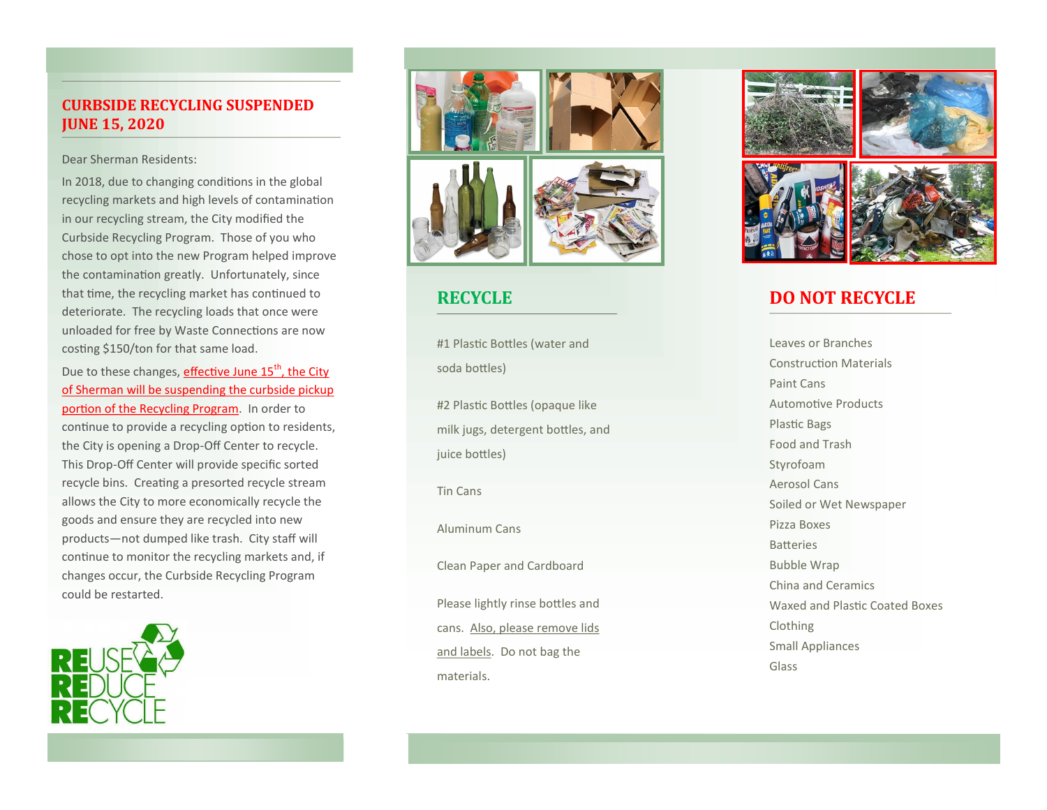## CURBSIDE RECYCLING SUSPENDED JUNE 15, 2020

Dear Sherman Residents:

In 2018, due to changing conditions in the global recycling markets and high levels of contamination in our recycling stream, the City modified the Curbside Recycling Program. Those of you who chose to opt into the new Program helped improve the contamination greatly. Unfortunately, since that time, the recycling market has continued to deteriorate. The recycling loads that once were unloaded for free by Waste Connections are now costing $150/ton for that same load.

Due to these changes, effective June 15th, the City of Sherman will be suspending the curbside pickup portion of the Recycling Program. In order to continue to provide a recycling option to residents, the City is opening a Drop-Off Center to recycle. This Drop-Off Center will provide specific sorted recycle bins. Creating a presorted recycle stream allows the City to more economically recycle the goods and ensure they are recycled into new products—not dumped like trash. City staff will continue to monitor the recycling markets and, if changes occur, the Curbside Recycling Program could be restarted.

REUSE
REDUCE
RECYCLE

## RECYCLE

#1 Plastic Bottles (water and soda bottles)

#2 Plastic Bottles (opaque like milk jugs, detergent bottles, and juice bottles)

Tin Cans

Aluminum Cans

Clean Paper and Cardboard

Please lightly rinse bottles and cans. Also, please remove lids and labels. Do not bag the materials.

## DO NOT RECYCLE

Leaves or Branches
Construction Materials
Paint Cans
Automotive Products
Plastic Bags
Food and Trash
Styrofoam
Aerosol Cans
Soiled or Wet Newspaper
Pizza Boxes
Batteries
Bubble Wrap
China and Ceramics
Waxed and Plastic Coated Boxes
Clothing
Small Appliances
Glass